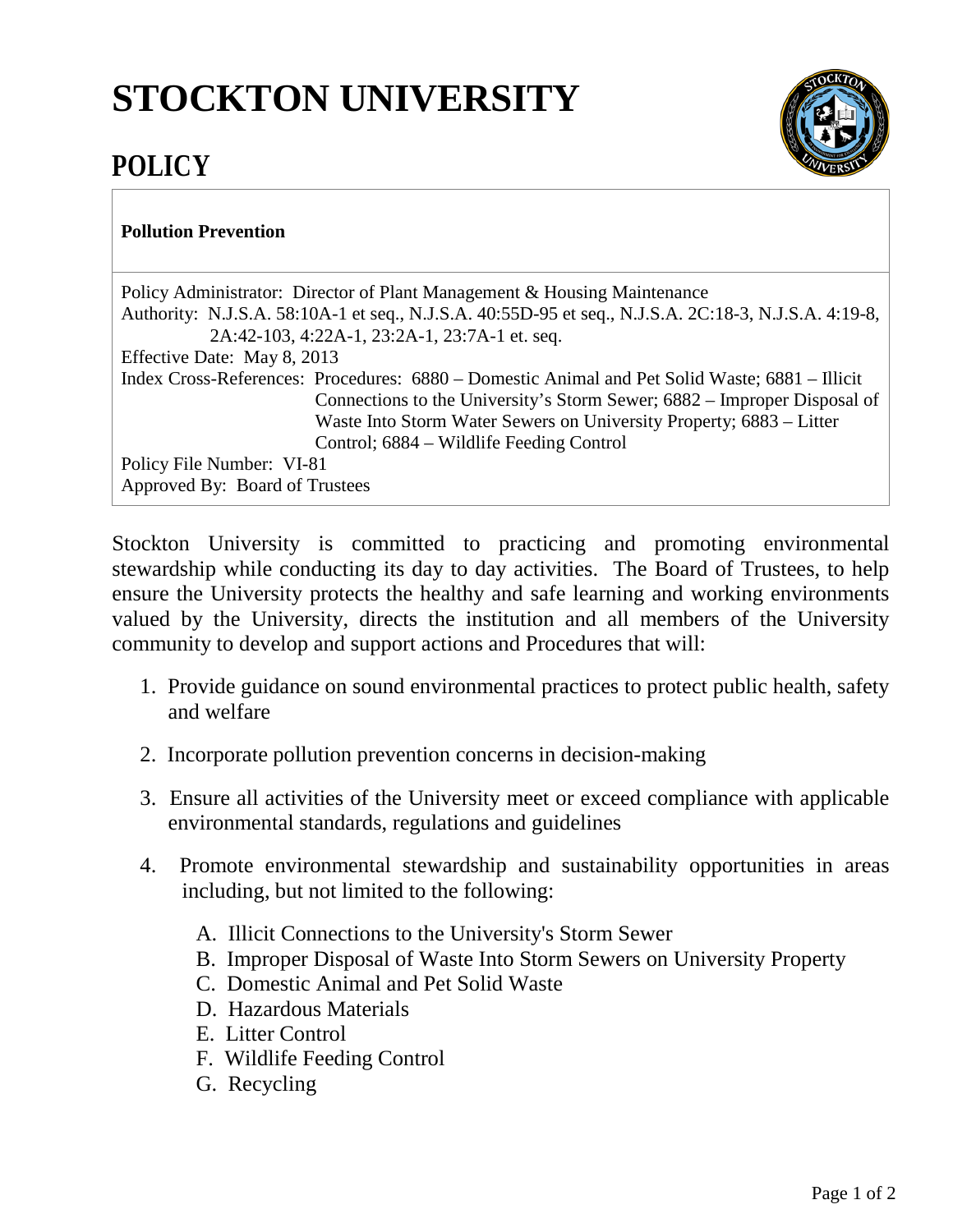# STOCKTON UNIVERSITY

## POLICY

**Pollution Prevention**

Policy Administrator: Director of Plant Management & Housing Maintenance
Authority: N.J.S.A. 58:10A-1 et seq., N.J.S.A. 40:55D-95 et seq., N.J.S.A. 2C:18-3, N.J.S.A. 4:19-8, 2A:42-103, 4:22A-1, 23:2A-1, 23:7A-1 et. seq.
Effective Date: May 8, 2013
Index Cross-References: Procedures: 6880 – Domestic Animal and Pet Solid Waste; 6881 – Illicit Connections to the University's Storm Sewer; 6882 – Improper Disposal of Waste Into Storm Water Sewers on University Property; 6883 – Litter Control; 6884 – Wildlife Feeding Control
Policy File Number: VI-81
Approved By: Board of Trustees

Stockton University is committed to practicing and promoting environmental stewardship while conducting its day to day activities. The Board of Trustees, to help ensure the University protects the healthy and safe learning and working environments valued by the University, directs the institution and all members of the University community to develop and support actions and Procedures that will:

1. Provide guidance on sound environmental practices to protect public health, safety and welfare
2. Incorporate pollution prevention concerns in decision-making
3. Ensure all activities of the University meet or exceed compliance with applicable environmental standards, regulations and guidelines
4. Promote environmental stewardship and sustainability opportunities in areas including, but not limited to the following:

   A. Illicit Connections to the University's Storm Sewer
   B. Improper Disposal of Waste Into Storm Sewers on University Property
   C. Domestic Animal and Pet Solid Waste
   D. Hazardous Materials
   E. Litter Control
   F. Wildlife Feeding Control
   G. Recycling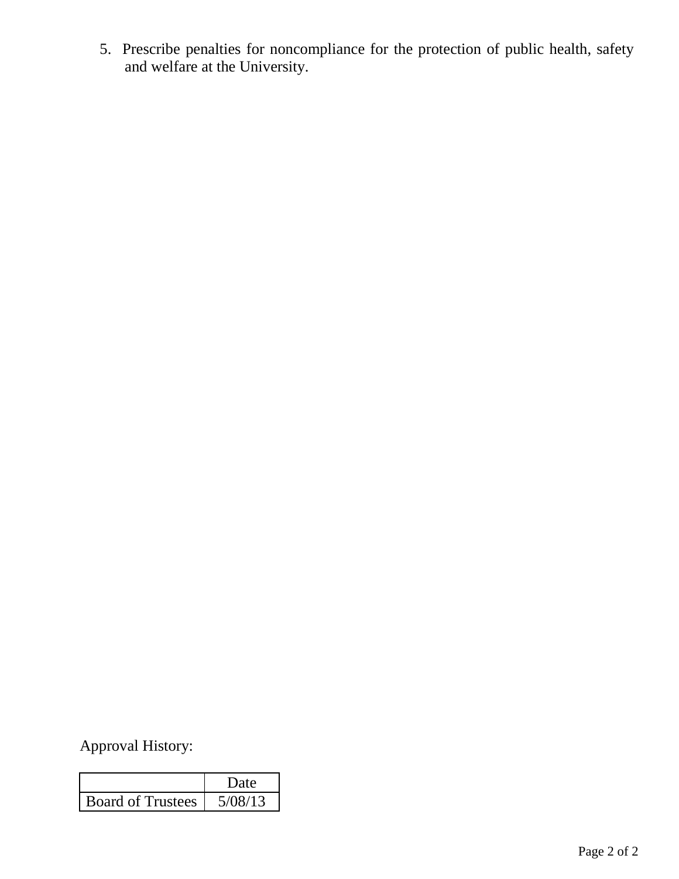5. Prescribe penalties for noncompliance for the protection of public health, safety and welfare at the University.

Approval History:

| | Date |
|---|---|
| Board of Trustees | 5/08/13 |